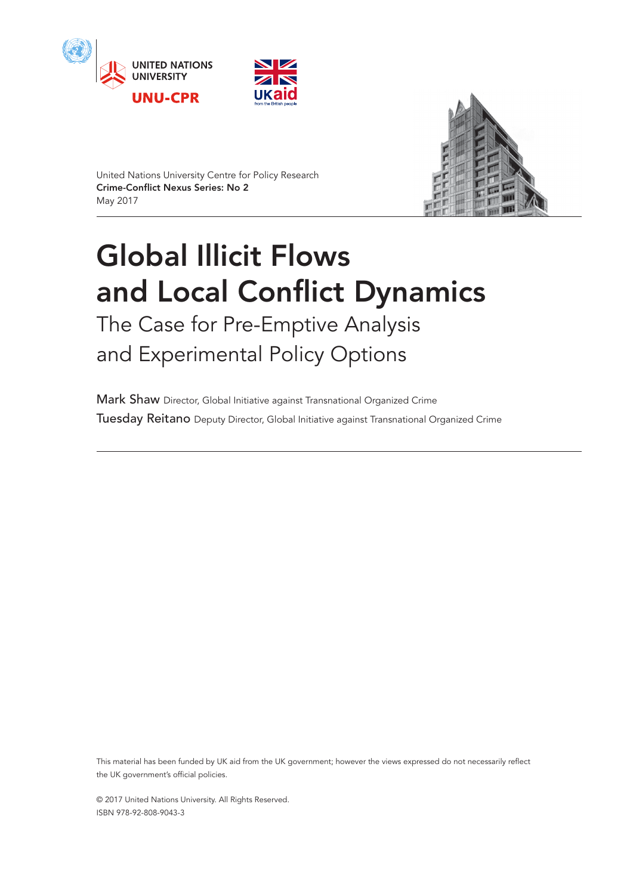UNITED NATIONS UNIVERSITY

UNU-CPR

UKaid from the British people

United Nations University Centre for Policy Research
**Crime-Conflict Nexus Series: No 2**
May 2017

# Global Illicit Flows and Local Conflict Dynamics

## The Case for Pre-Emptive Analysis and Experimental Policy Options

Mark Shaw Director, Global Initiative against Transnational Organized Crime

Tuesday Reitano Deputy Director, Global Initiative against Transnational Organized Crime

This material has been funded by UK aid from the UK government; however the views expressed do not necessarily reflect the UK government's official policies.

© 2017 United Nations University. All Rights Reserved.
ISBN 978-92-808-9043-3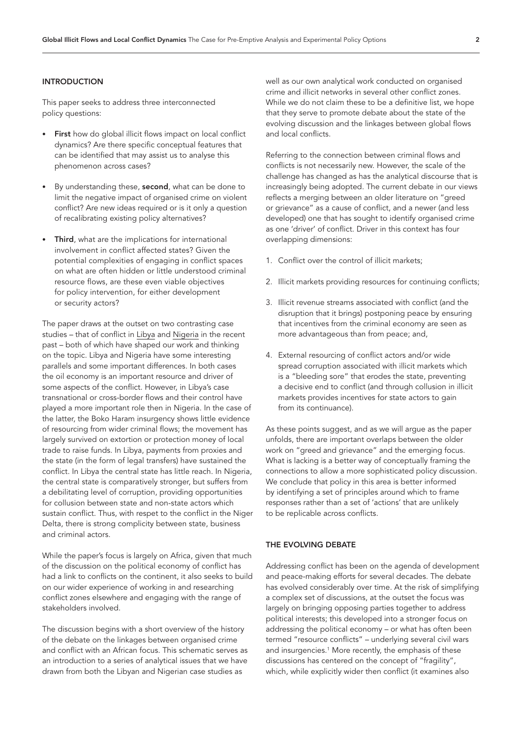## INTRODUCTION

This paper seeks to address three interconnected policy questions:

- **First** how do global illicit flows impact on local conflict dynamics? Are there specific conceptual features that can be identified that may assist us to analyse this phenomenon across cases?
- By understanding these, **second**, what can be done to limit the negative impact of organised crime on violent conflict? Are new ideas required or is it only a question of recalibrating existing policy alternatives?
- **Third**, what are the implications for international involvement in conflict affected states? Given the potential complexities of engaging in conflict spaces on what are often hidden or little understood criminal resource flows, are these even viable objectives for policy intervention, for either development or security actors?

The paper draws at the outset on two contrasting case studies – that of conflict in Libya and Nigeria in the recent past – both of which have shaped our work and thinking on the topic. Libya and Nigeria have some interesting parallels and some important differences. In both cases the oil economy is an important resource and driver of some aspects of the conflict. However, in Libya's case transnational or cross-border flows and their control have played a more important role then in Nigeria. In the case of the latter, the Boko Haram insurgency shows little evidence of resourcing from wider criminal flows; the movement has largely survived on extortion or protection money of local trade to raise funds. In Libya, payments from proxies and the state (in the form of legal transfers) have sustained the conflict. In Libya the central state has little reach. In Nigeria, the central state is comparatively stronger, but suffers from a debilitating level of corruption, providing opportunities for collusion between state and non-state actors which sustain conflict. Thus, with respet to the conflict in the Niger Delta, there is strong complicity between state, business and criminal actors.

While the paper's focus is largely on Africa, given that much of the discussion on the political economy of conflict has had a link to conflicts on the continent, it also seeks to build on our wider experience of working in and researching conflict zones elsewhere and engaging with the range of stakeholders involved.

The discussion begins with a short overview of the history of the debate on the linkages between organised crime and conflict with an African focus. This schematic serves as an introduction to a series of analytical issues that we have drawn from both the Libyan and Nigerian case studies as well as our own analytical work conducted on organised crime and illicit networks in several other conflict zones. While we do not claim these to be a definitive list, we hope that they serve to promote debate about the state of the evolving discussion and the linkages between global flows and local conflicts.

Referring to the connection between criminal flows and conflicts is not necessarily new. However, the scale of the challenge has changed as has the analytical discourse that is increasingly being adopted. The current debate in our views reflects a merging between an older literature on "greed or grievance" as a cause of conflict, and a newer (and less developed) one that has sought to identify organised crime as one 'driver' of conflict. Driver in this context has four overlapping dimensions:

1. Conflict over the control of illicit markets;
2. Illicit markets providing resources for continuing conflicts;
3. Illicit revenue streams associated with conflict (and the disruption that it brings) postponing peace by ensuring that incentives from the criminal economy are seen as more advantageous than from peace; and,
4. External resourcing of conflict actors and/or wide spread corruption associated with illicit markets which is a "bleeding sore" that erodes the state, preventing a decisive end to conflict (and through collusion in illicit markets provides incentives for state actors to gain from its continuance).

As these points suggest, and as we will argue as the paper unfolds, there are important overlaps between the older work on "greed and grievance" and the emerging focus. What is lacking is a better way of conceptually framing the connections to allow a more sophisticated policy discussion. We conclude that policy in this area is better informed by identifying a set of principles around which to frame responses rather than a set of 'actions' that are unlikely to be replicable across conflicts.

## THE EVOLVING DEBATE

Addressing conflict has been on the agenda of development and peace-making efforts for several decades. The debate has evolved considerably over time. At the risk of simplifying a complex set of discussions, at the outset the focus was largely on bringing opposing parties together to address political interests; this developed into a stronger focus on addressing the political economy – or what has often been termed "resource conflicts" – underlying several civil wars and insurgencies.[1] More recently, the emphasis of these discussions has centered on the concept of "fragility", which, while explicitly wider then conflict (it examines also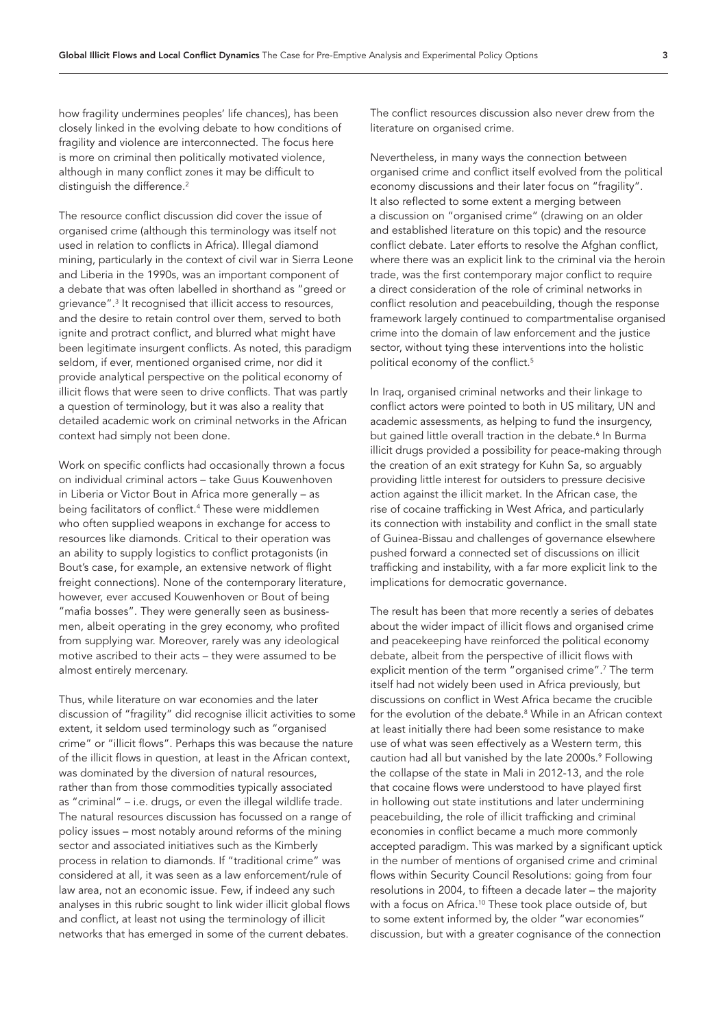how fragility undermines peoples' life chances), has been closely linked in the evolving debate to how conditions of fragility and violence are interconnected. The focus here is more on criminal then politically motivated violence, although in many conflict zones it may be difficult to distinguish the difference.[2]

The resource conflict discussion did cover the issue of organised crime (although this terminology was itself not used in relation to conflicts in Africa). Illegal diamond mining, particularly in the context of civil war in Sierra Leone and Liberia in the 1990s, was an important component of a debate that was often labelled in shorthand as "greed or grievance".[3] It recognised that illicit access to resources, and the desire to retain control over them, served to both ignite and protract conflict, and blurred what might have been legitimate insurgent conflicts. As noted, this paradigm seldom, if ever, mentioned organised crime, nor did it provide analytical perspective on the political economy of illicit flows that were seen to drive conflicts. That was partly a question of terminology, but it was also a reality that detailed academic work on criminal networks in the African context had simply not been done.

Work on specific conflicts had occasionally thrown a focus on individual criminal actors – take Guus Kouwenhoven in Liberia or Victor Bout in Africa more generally – as being facilitators of conflict.[4] These were middlemen who often supplied weapons in exchange for access to resources like diamonds. Critical to their operation was an ability to supply logistics to conflict protagonists (in Bout's case, for example, an extensive network of flight freight connections). None of the contemporary literature, however, ever accused Kouwenhoven or Bout of being "mafia bosses". They were generally seen as business-men, albeit operating in the grey economy, who profited from supplying war. Moreover, rarely was any ideological motive ascribed to their acts – they were assumed to be almost entirely mercenary.

Thus, while literature on war economies and the later discussion of "fragility" did recognise illicit activities to some extent, it seldom used terminology such as "organised crime" or "illicit flows". Perhaps this was because the nature of the illicit flows in question, at least in the African context, was dominated by the diversion of natural resources, rather than from those commodities typically associated as "criminal" – i.e. drugs, or even the illegal wildlife trade. The natural resources discussion has focussed on a range of policy issues – most notably around reforms of the mining sector and associated initiatives such as the Kimberly process in relation to diamonds. If "traditional crime" was considered at all, it was seen as a law enforcement/rule of law area, not an economic issue. Few, if indeed any such analyses in this rubric sought to link wider illicit global flows and conflict, at least not using the terminology of illicit networks that has emerged in some of the current debates. The conflict resources discussion also never drew from the literature on organised crime.

Nevertheless, in many ways the connection between organised crime and conflict itself evolved from the political economy discussions and their later focus on "fragility". It also reflected to some extent a merging between a discussion on "organised crime" (drawing on an older and established literature on this topic) and the resource conflict debate. Later efforts to resolve the Afghan conflict, where there was an explicit link to the criminal via the heroin trade, was the first contemporary major conflict to require a direct consideration of the role of criminal networks in conflict resolution and peacebuilding, though the response framework largely continued to compartmentalise organised crime into the domain of law enforcement and the justice sector, without tying these interventions into the holistic political economy of the conflict.[5]

In Iraq, organised criminal networks and their linkage to conflict actors were pointed to both in US military, UN and academic assessments, as helping to fund the insurgency, but gained little overall traction in the debate.[6] In Burma illicit drugs provided a possibility for peace-making through the creation of an exit strategy for Kuhn Sa, so arguably providing little interest for outsiders to pressure decisive action against the illicit market. In the African case, the rise of cocaine trafficking in West Africa, and particularly its connection with instability and conflict in the small state of Guinea-Bissau and challenges of governance elsewhere pushed forward a connected set of discussions on illicit trafficking and instability, with a far more explicit link to the implications for democratic governance.

The result has been that more recently a series of debates about the wider impact of illicit flows and organised crime and peacekeeping have reinforced the political economy debate, albeit from the perspective of illicit flows with explicit mention of the term "organised crime".[7] The term itself had not widely been used in Africa previously, but discussions on conflict in West Africa became the crucible for the evolution of the debate.[8] While in an African context at least initially there had been some resistance to make use of what was seen effectively as a Western term, this caution had all but vanished by the late 2000s.[9] Following the collapse of the state in Mali in 2012-13, and the role that cocaine flows were understood to have played first in hollowing out state institutions and later undermining peacebuilding, the role of illicit trafficking and criminal economies in conflict became a much more commonly accepted paradigm. This was marked by a significant uptick in the number of mentions of organised crime and criminal flows within Security Council Resolutions: going from four resolutions in 2004, to fifteen a decade later – the majority with a focus on Africa.[10] These took place outside of, but to some extent informed by, the older "war economies" discussion, but with a greater cognisance of the connection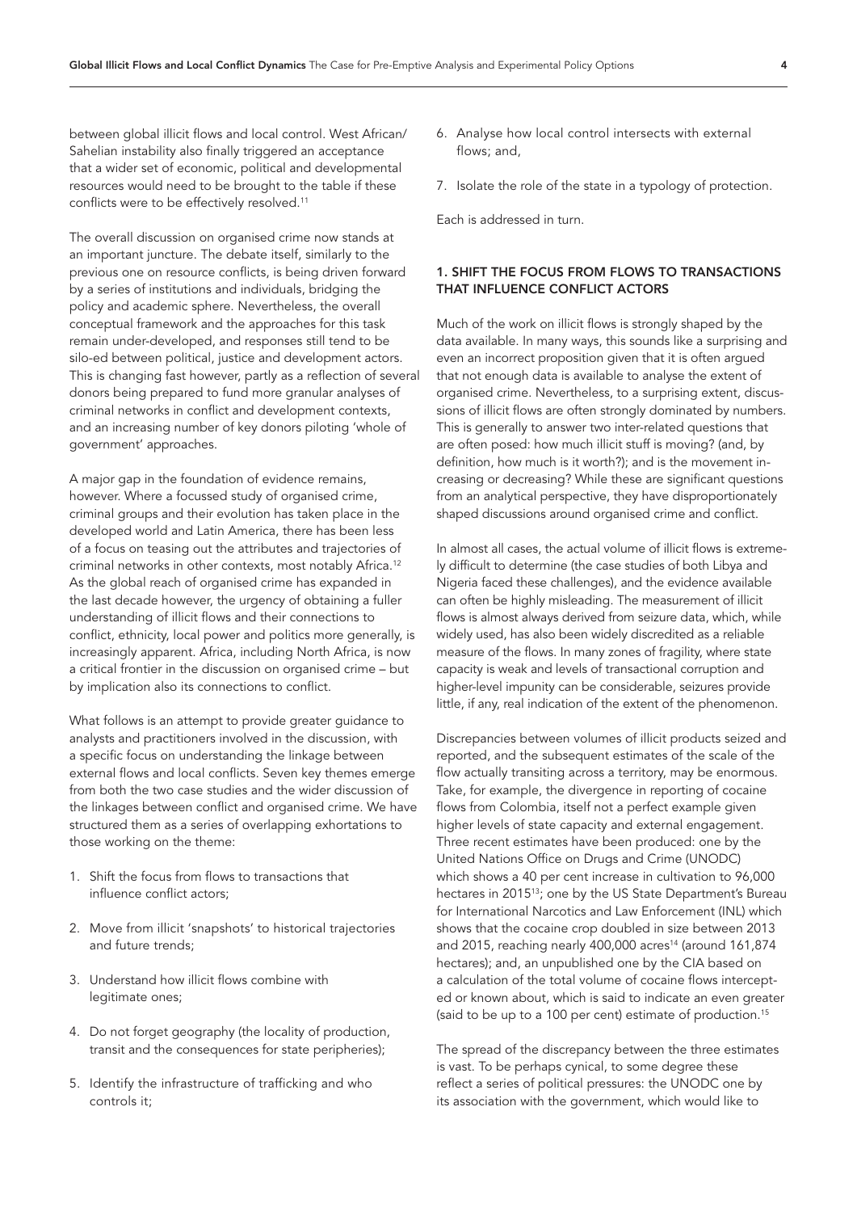between global illicit flows and local control. West African/Sahelian instability also finally triggered an acceptance that a wider set of economic, political and developmental resources would need to be brought to the table if these conflicts were to be effectively resolved.[11]

The overall discussion on organised crime now stands at an important juncture. The debate itself, similarly to the previous one on resource conflicts, is being driven forward by a series of institutions and individuals, bridging the policy and academic sphere. Nevertheless, the overall conceptual framework and the approaches for this task remain under-developed, and responses still tend to be silo-ed between political, justice and development actors. This is changing fast however, partly as a reflection of several donors being prepared to fund more granular analyses of criminal networks in conflict and development contexts, and an increasing number of key donors piloting 'whole of government' approaches.

A major gap in the foundation of evidence remains, however. Where a focussed study of organised crime, criminal groups and their evolution has taken place in the developed world and Latin America, there has been less of a focus on teasing out the attributes and trajectories of criminal networks in other contexts, most notably Africa.[12] As the global reach of organised crime has expanded in the last decade however, the urgency of obtaining a fuller understanding of illicit flows and their connections to conflict, ethnicity, local power and politics more generally, is increasingly apparent. Africa, including North Africa, is now a critical frontier in the discussion on organised crime – but by implication also its connections to conflict.

What follows is an attempt to provide greater guidance to analysts and practitioners involved in the discussion, with a specific focus on understanding the linkage between external flows and local conflicts. Seven key themes emerge from both the two case studies and the wider discussion of the linkages between conflict and organised crime. We have structured them as a series of overlapping exhortations to those working on the theme:

1. Shift the focus from flows to transactions that influence conflict actors;
2. Move from illicit 'snapshots' to historical trajectories and future trends;
3. Understand how illicit flows combine with legitimate ones;
4. Do not forget geography (the locality of production, transit and the consequences for state peripheries);
5. Identify the infrastructure of trafficking and who controls it;
6. Analyse how local control intersects with external flows; and,
7. Isolate the role of the state in a typology of protection.

Each is addressed in turn.

## 1. SHIFT THE FOCUS FROM FLOWS TO TRANSACTIONS THAT INFLUENCE CONFLICT ACTORS

Much of the work on illicit flows is strongly shaped by the data available. In many ways, this sounds like a surprising and even an incorrect proposition given that it is often argued that not enough data is available to analyse the extent of organised crime. Nevertheless, to a surprising extent, discussions of illicit flows are often strongly dominated by numbers. This is generally to answer two inter-related questions that are often posed: how much illicit stuff is moving? (and, by definition, how much is it worth?); and is the movement increasing or decreasing? While these are significant questions from an analytical perspective, they have disproportionately shaped discussions around organised crime and conflict.

In almost all cases, the actual volume of illicit flows is extremely difficult to determine (the case studies of both Libya and Nigeria faced these challenges), and the evidence available can often be highly misleading. The measurement of illicit flows is almost always derived from seizure data, which, while widely used, has also been widely discredited as a reliable measure of the flows. In many zones of fragility, where state capacity is weak and levels of transactional corruption and higher-level impunity can be considerable, seizures provide little, if any, real indication of the extent of the phenomenon.

Discrepancies between volumes of illicit products seized and reported, and the subsequent estimates of the scale of the flow actually transiting across a territory, may be enormous. Take, for example, the divergence in reporting of cocaine flows from Colombia, itself not a perfect example given higher levels of state capacity and external engagement. Three recent estimates have been produced: one by the United Nations Office on Drugs and Crime (UNODC) which shows a 40 per cent increase in cultivation to 96,000 hectares in 2015[13]; one by the US State Department's Bureau for International Narcotics and Law Enforcement (INL) which shows that the cocaine crop doubled in size between 2013 and 2015, reaching nearly 400,000 acres[14] (around 161,874 hectares); and, an unpublished one by the CIA based on a calculation of the total volume of cocaine flows intercepted or known about, which is said to indicate an even greater (said to be up to a 100 per cent) estimate of production.[15]

The spread of the discrepancy between the three estimates is vast. To be perhaps cynical, to some degree these reflect a series of political pressures: the UNODC one by its association with the government, which would like to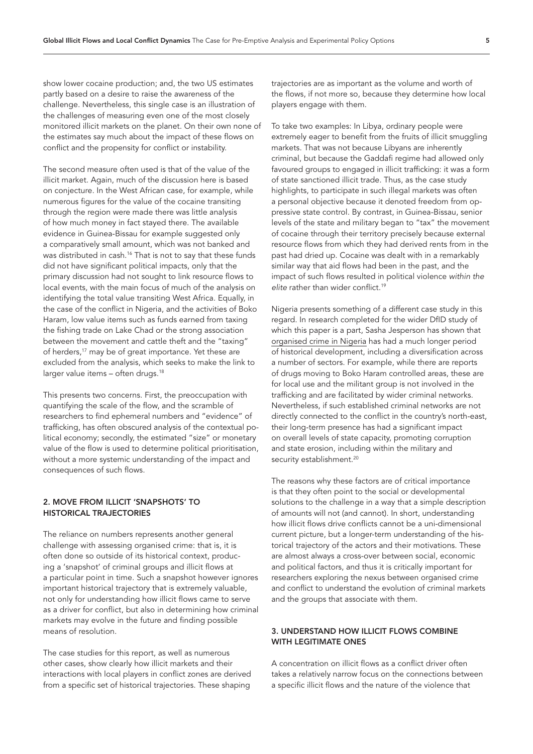show lower cocaine production; and, the two US estimates partly based on a desire to raise the awareness of the challenge. Nevertheless, this single case is an illustration of the challenges of measuring even one of the most closely monitored illicit markets on the planet. On their own none of the estimates say much about the impact of these flows on conflict and the propensity for conflict or instability.

The second measure often used is that of the value of the illicit market. Again, much of the discussion here is based on conjecture. In the West African case, for example, while numerous figures for the value of the cocaine transiting through the region were made there was little analysis of how much money in fact stayed there. The available evidence in Guinea-Bissau for example suggested only a comparatively small amount, which was not banked and was distributed in cash.[16] That is not to say that these funds did not have significant political impacts, only that the primary discussion had not sought to link resource flows to local events, with the main focus of much of the analysis on identifying the total value transiting West Africa. Equally, in the case of the conflict in Nigeria, and the activities of Boko Haram, low value items such as funds earned from taxing the fishing trade on Lake Chad or the strong association between the movement and cattle theft and the "taxing" of herders,[17] may be of great importance. Yet these are excluded from the analysis, which seeks to make the link to larger value items – often drugs.[18]

This presents two concerns. First, the preoccupation with quantifying the scale of the flow, and the scramble of researchers to find ephemeral numbers and "evidence" of trafficking, has often obscured analysis of the contextual political economy; secondly, the estimated "size" or monetary value of the flow is used to determine political prioritisation, without a more systemic understanding of the impact and consequences of such flows.

## 2. MOVE FROM ILLICIT 'SNAPSHOTS' TO HISTORICAL TRAJECTORIES

The reliance on numbers represents another general challenge with assessing organised crime: that is, it is often done so outside of its historical context, producing a 'snapshot' of criminal groups and illicit flows at a particular point in time. Such a snapshot however ignores important historical trajectory that is extremely valuable, not only for understanding how illicit flows came to serve as a driver for conflict, but also in determining how criminal markets may evolve in the future and finding possible means of resolution.

The case studies for this report, as well as numerous other cases, show clearly how illicit markets and their interactions with local players in conflict zones are derived from a specific set of historical trajectories. These shaping trajectories are as important as the volume and worth of the flows, if not more so, because they determine how local players engage with them.

To take two examples: In Libya, ordinary people were extremely eager to benefit from the fruits of illicit smuggling markets. That was not because Libyans are inherently criminal, but because the Gaddafi regime had allowed only favoured groups to engaged in illicit trafficking: it was a form of state sanctioned illicit trade. Thus, as the case study highlights, to participate in such illegal markets was often a personal objective because it denoted freedom from oppressive state control. By contrast, in Guinea-Bissau, senior levels of the state and military began to "tax" the movement of cocaine through their territory precisely because external resource flows from which they had derived rents from in the past had dried up. Cocaine was dealt with in a remarkably similar way that aid flows had been in the past, and the impact of such flows resulted in political violence *within the elite* rather than wider conflict.[19]

Nigeria presents something of a different case study in this regard. In research completed for the wider DfID study of which this paper is a part, Sasha Jesperson has shown that organised crime in Nigeria has had a much longer period of historical development, including a diversification across a number of sectors. For example, while there are reports of drugs moving to Boko Haram controlled areas, these are for local use and the militant group is not involved in the trafficking and are facilitated by wider criminal networks. Nevertheless, if such established criminal networks are not directly connected to the conflict in the country's north-east, their long-term presence has had a significant impact on overall levels of state capacity, promoting corruption and state erosion, including within the military and security establishment.[20]

The reasons why these factors are of critical importance is that they often point to the social or developmental solutions to the challenge in a way that a simple description of amounts will not (and cannot). In short, understanding how illicit flows drive conflicts cannot be a uni-dimensional current picture, but a longer-term understanding of the historical trajectory of the actors and their motivations. These are almost always a cross-over between social, economic and political factors, and thus it is critically important for researchers exploring the nexus between organised crime and conflict to understand the evolution of criminal markets and the groups that associate with them.

## 3. UNDERSTAND HOW ILLICIT FLOWS COMBINE WITH LEGITIMATE ONES

A concentration on illicit flows as a conflict driver often takes a relatively narrow focus on the connections between a specific illicit flows and the nature of the violence that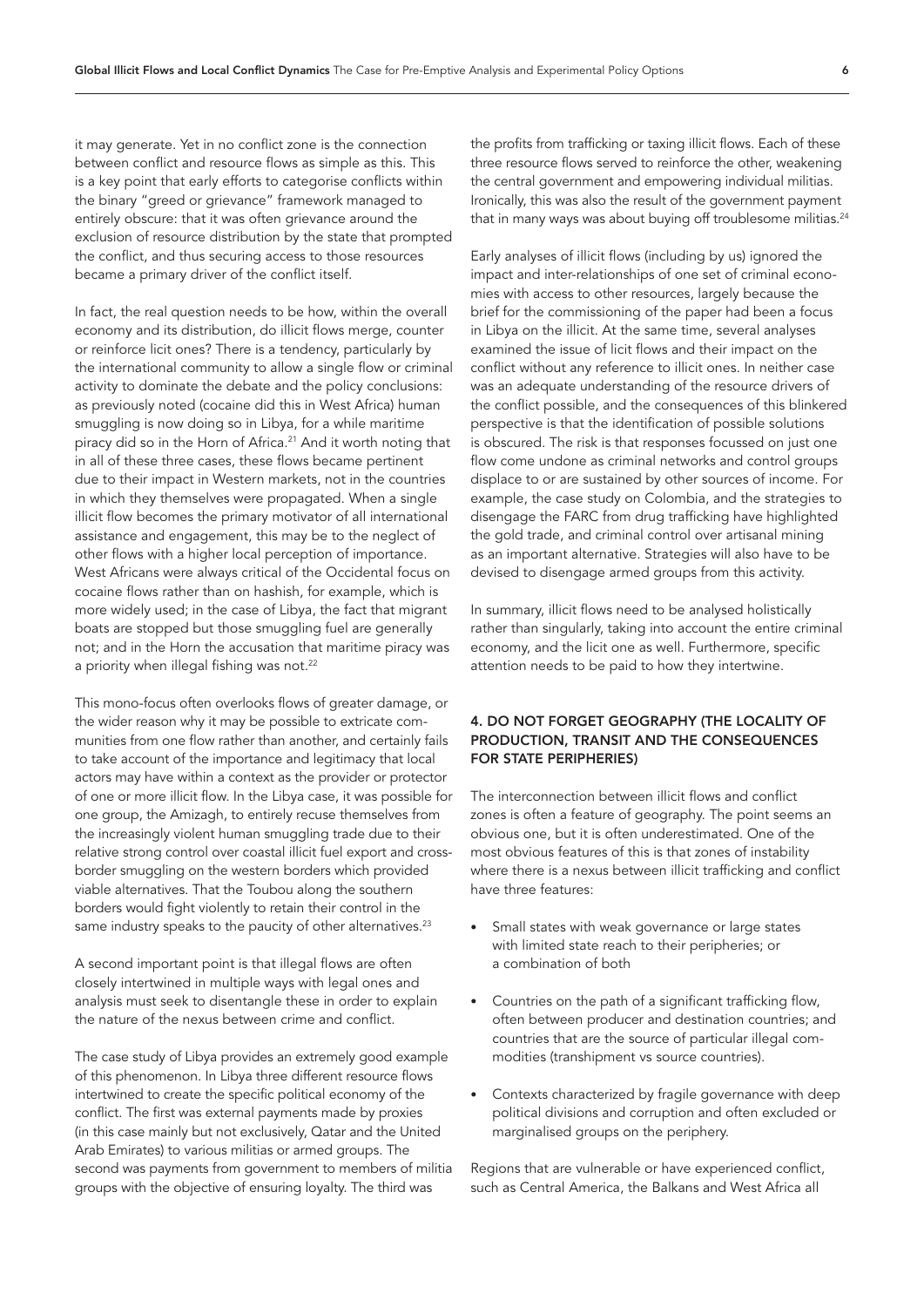it may generate. Yet in no conflict zone is the connection between conflict and resource flows as simple as this. This is a key point that early efforts to categorise conflicts within the binary "greed or grievance" framework managed to entirely obscure: that it was often grievance around the exclusion of resource distribution by the state that prompted the conflict, and thus securing access to those resources became a primary driver of the conflict itself.

In fact, the real question needs to be how, within the overall economy and its distribution, do illicit flows merge, counter or reinforce licit ones? There is a tendency, particularly by the international community to allow a single flow or criminal activity to dominate the debate and the policy conclusions: as previously noted (cocaine did this in West Africa) human smuggling is now doing so in Libya, for a while maritime piracy did so in the Horn of Africa.[21] And it worth noting that in all of these three cases, these flows became pertinent due to their impact in Western markets, not in the countries in which they themselves were propagated. When a single illicit flow becomes the primary motivator of all international assistance and engagement, this may be to the neglect of other flows with a higher local perception of importance. West Africans were always critical of the Occidental focus on cocaine flows rather than on hashish, for example, which is more widely used; in the case of Libya, the fact that migrant boats are stopped but those smuggling fuel are generally not; and in the Horn the accusation that maritime piracy was a priority when illegal fishing was not.[22]

This mono-focus often overlooks flows of greater damage, or the wider reason why it may be possible to extricate communities from one flow rather than another, and certainly fails to take account of the importance and legitimacy that local actors may have within a context as the provider or protector of one or more illicit flow. In the Libya case, it was possible for one group, the Amizagh, to entirely recuse themselves from the increasingly violent human smuggling trade due to their relative strong control over coastal illicit fuel export and cross-border smuggling on the western borders which provided viable alternatives. That the Toubou along the southern borders would fight violently to retain their control in the same industry speaks to the paucity of other alternatives.[23]

A second important point is that illegal flows are often closely intertwined in multiple ways with legal ones and analysis must seek to disentangle these in order to explain the nature of the nexus between crime and conflict.

The case study of Libya provides an extremely good example of this phenomenon. In Libya three different resource flows intertwined to create the specific political economy of the conflict. The first was external payments made by proxies (in this case mainly but not exclusively, Qatar and the United Arab Emirates) to various militias or armed groups. The second was payments from government to members of militia groups with the objective of ensuring loyalty. The third was the profits from trafficking or taxing illicit flows. Each of these three resource flows served to reinforce the other, weakening the central government and empowering individual militias. Ironically, this was also the result of the government payment that in many ways was about buying off troublesome militias.[24]

Early analyses of illicit flows (including by us) ignored the impact and inter-relationships of one set of criminal economies with access to other resources, largely because the brief for the commissioning of the paper had been a focus in Libya on the illicit. At the same time, several analyses examined the issue of licit flows and their impact on the conflict without any reference to illicit ones. In neither case was an adequate understanding of the resource drivers of the conflict possible, and the consequences of this blinkered perspective is that the identification of possible solutions is obscured. The risk is that responses focussed on just one flow come undone as criminal networks and control groups displace to or are sustained by other sources of income. For example, the case study on Colombia, and the strategies to disengage the FARC from drug trafficking have highlighted the gold trade, and criminal control over artisanal mining as an important alternative. Strategies will also have to be devised to disengage armed groups from this activity.

In summary, illicit flows need to be analysed holistically rather than singularly, taking into account the entire criminal economy, and the licit one as well. Furthermore, specific attention needs to be paid to how they intertwine.

## 4. DO NOT FORGET GEOGRAPHY (THE LOCALITY OF PRODUCTION, TRANSIT AND THE CONSEQUENCES FOR STATE PERIPHERIES)

The interconnection between illicit flows and conflict zones is often a feature of geography. The point seems an obvious one, but it is often underestimated. One of the most obvious features of this is that zones of instability where there is a nexus between illicit trafficking and conflict have three features:

- Small states with weak governance or large states with limited state reach to their peripheries; or a combination of both
- Countries on the path of a significant trafficking flow, often between producer and destination countries; and countries that are the source of particular illegal commodities (transhipment vs source countries).
- Contexts characterized by fragile governance with deep political divisions and corruption and often excluded or marginalised groups on the periphery.

Regions that are vulnerable or have experienced conflict, such as Central America, the Balkans and West Africa all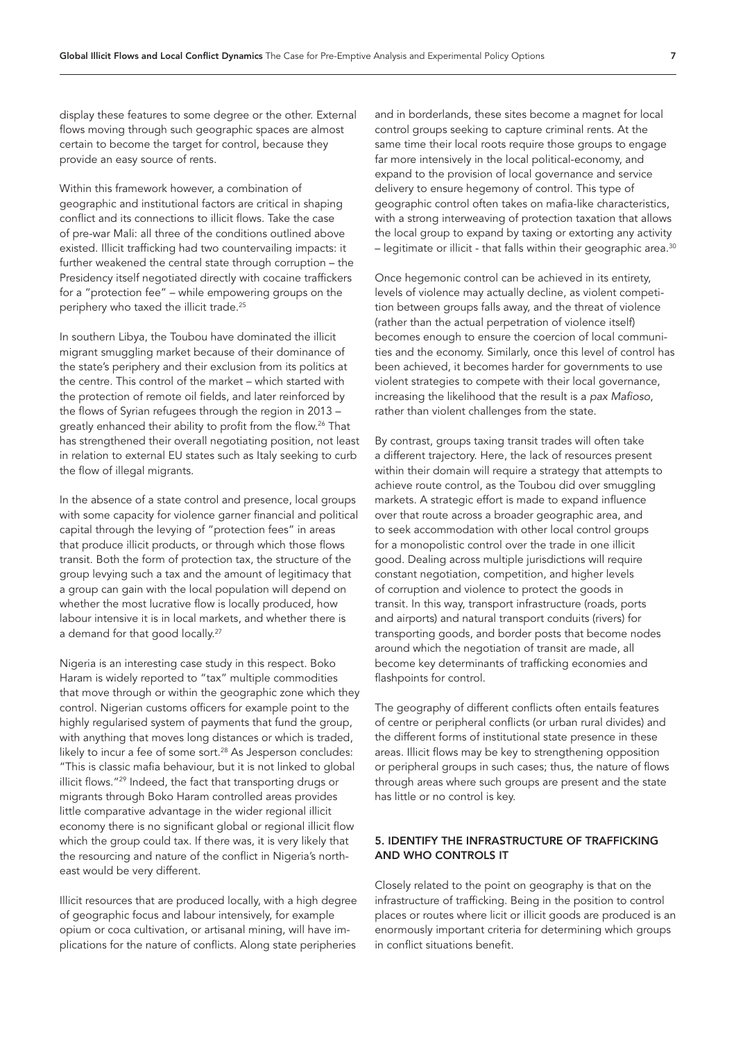display these features to some degree or the other. External flows moving through such geographic spaces are almost certain to become the target for control, because they provide an easy source of rents.

Within this framework however, a combination of geographic and institutional factors are critical in shaping conflict and its connections to illicit flows. Take the case of pre-war Mali: all three of the conditions outlined above existed. Illicit trafficking had two countervailing impacts: it further weakened the central state through corruption – the Presidency itself negotiated directly with cocaine traffickers for a "protection fee" – while empowering groups on the periphery who taxed the illicit trade.[25]

In southern Libya, the Toubou have dominated the illicit migrant smuggling market because of their dominance of the state's periphery and their exclusion from its politics at the centre. This control of the market – which started with the protection of remote oil fields, and later reinforced by the flows of Syrian refugees through the region in 2013 – greatly enhanced their ability to profit from the flow.[26] That has strengthened their overall negotiating position, not least in relation to external EU states such as Italy seeking to curb the flow of illegal migrants.

In the absence of a state control and presence, local groups with some capacity for violence garner financial and political capital through the levying of "protection fees" in areas that produce illicit products, or through which those flows transit. Both the form of protection tax, the structure of the group levying such a tax and the amount of legitimacy that a group can gain with the local population will depend on whether the most lucrative flow is locally produced, how labour intensive it is in local markets, and whether there is a demand for that good locally.[27]

Nigeria is an interesting case study in this respect. Boko Haram is widely reported to "tax" multiple commodities that move through or within the geographic zone which they control. Nigerian customs officers for example point to the highly regularised system of payments that fund the group, with anything that moves long distances or which is traded, likely to incur a fee of some sort.[28] As Jesperson concludes: "This is classic mafia behaviour, but it is not linked to global illicit flows."[29] Indeed, the fact that transporting drugs or migrants through Boko Haram controlled areas provides little comparative advantage in the wider regional illicit economy there is no significant global or regional illicit flow which the group could tax. If there was, it is very likely that the resourcing and nature of the conflict in Nigeria's north-east would be very different.

Illicit resources that are produced locally, with a high degree of geographic focus and labour intensively, for example opium or coca cultivation, or artisanal mining, will have implications for the nature of conflicts. Along state peripheries and in borderlands, these sites become a magnet for local control groups seeking to capture criminal rents. At the same time their local roots require those groups to engage far more intensively in the local political-economy, and expand to the provision of local governance and service delivery to ensure hegemony of control. This type of geographic control often takes on mafia-like characteristics, with a strong interweaving of protection taxation that allows the local group to expand by taxing or extorting any activity – legitimate or illicit - that falls within their geographic area.[30]

Once hegemonic control can be achieved in its entirety, levels of violence may actually decline, as violent competition between groups falls away, and the threat of violence (rather than the actual perpetration of violence itself) becomes enough to ensure the coercion of local communities and the economy. Similarly, once this level of control has been achieved, it becomes harder for governments to use violent strategies to compete with their local governance, increasing the likelihood that the result is a *pax Mafioso*, rather than violent challenges from the state.

By contrast, groups taxing transit trades will often take a different trajectory. Here, the lack of resources present within their domain will require a strategy that attempts to achieve route control, as the Toubou did over smuggling markets. A strategic effort is made to expand influence over that route across a broader geographic area, and to seek accommodation with other local control groups for a monopolistic control over the trade in one illicit good. Dealing across multiple jurisdictions will require constant negotiation, competition, and higher levels of corruption and violence to protect the goods in transit. In this way, transport infrastructure (roads, ports and airports) and natural transport conduits (rivers) for transporting goods, and border posts that become nodes around which the negotiation of transit are made, all become key determinants of trafficking economies and flashpoints for control.

The geography of different conflicts often entails features of centre or peripheral conflicts (or urban rural divides) and the different forms of institutional state presence in these areas. Illicit flows may be key to strengthening opposition or peripheral groups in such cases; thus, the nature of flows through areas where such groups are present and the state has little or no control is key.

### 5. IDENTIFY THE INFRASTRUCTURE OF TRAFFICKING AND WHO CONTROLS IT

Closely related to the point on geography is that on the infrastructure of trafficking. Being in the position to control places or routes where licit or illicit goods are produced is an enormously important criteria for determining which groups in conflict situations benefit.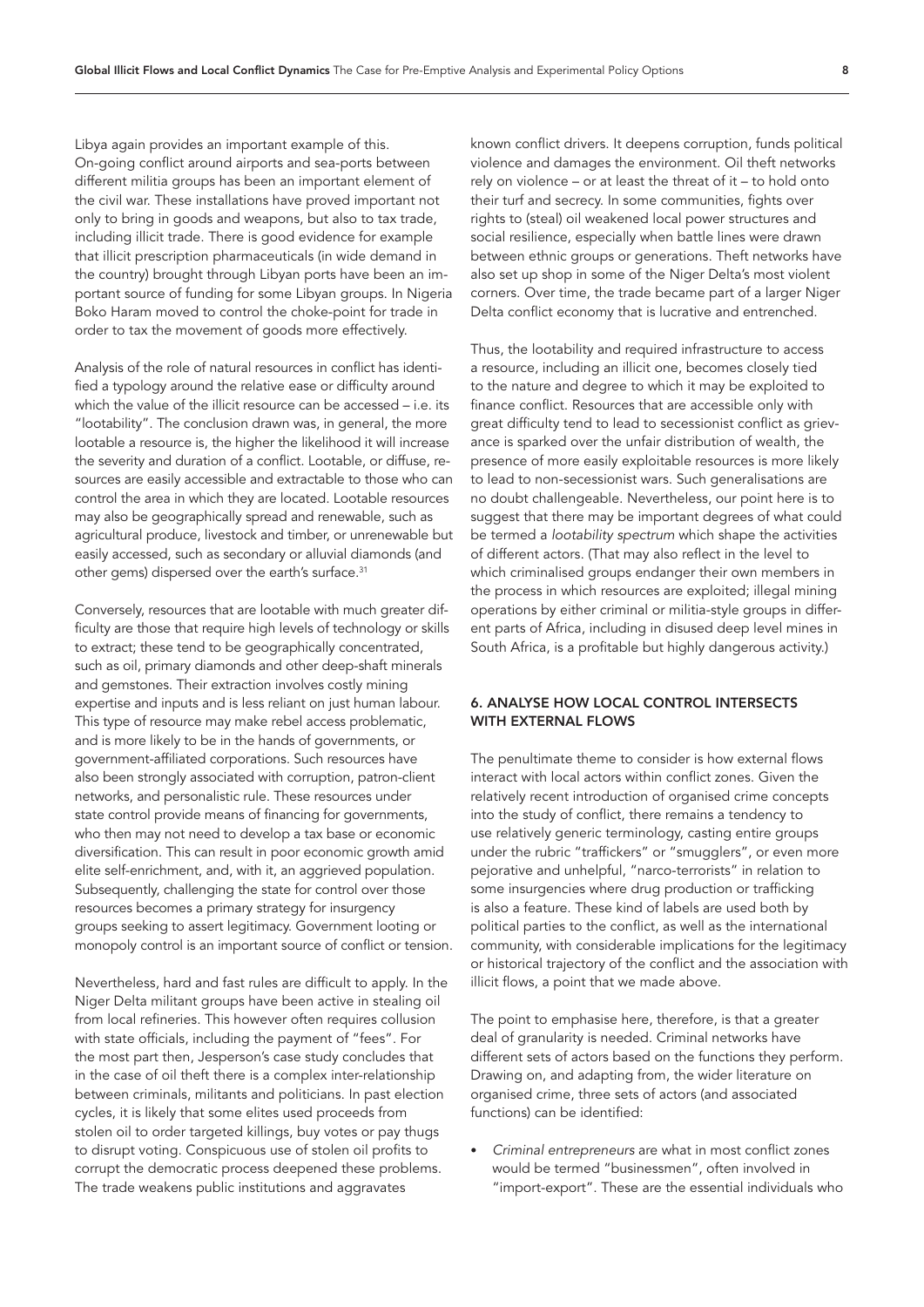Libya again provides an important example of this. On-going conflict around airports and sea-ports between different militia groups has been an important element of the civil war. These installations have proved important not only to bring in goods and weapons, but also to tax trade, including illicit trade. There is good evidence for example that illicit prescription pharmaceuticals (in wide demand in the country) brought through Libyan ports have been an important source of funding for some Libyan groups. In Nigeria Boko Haram moved to control the choke-point for trade in order to tax the movement of goods more effectively.

Analysis of the role of natural resources in conflict has identified a typology around the relative ease or difficulty around which the value of the illicit resource can be accessed – i.e. its "lootability". The conclusion drawn was, in general, the more lootable a resource is, the higher the likelihood it will increase the severity and duration of a conflict. Lootable, or diffuse, resources are easily accessible and extractable to those who can control the area in which they are located. Lootable resources may also be geographically spread and renewable, such as agricultural produce, livestock and timber, or unrenewable but easily accessed, such as secondary or alluvial diamonds (and other gems) dispersed over the earth's surface.[31]

Conversely, resources that are lootable with much greater difficulty are those that require high levels of technology or skills to extract; these tend to be geographically concentrated, such as oil, primary diamonds and other deep-shaft minerals and gemstones. Their extraction involves costly mining expertise and inputs and is less reliant on just human labour. This type of resource may make rebel access problematic, and is more likely to be in the hands of governments, or government-affiliated corporations. Such resources have also been strongly associated with corruption, patron-client networks, and personalistic rule. These resources under state control provide means of financing for governments, who then may not need to develop a tax base or economic diversification. This can result in poor economic growth amid elite self-enrichment, and, with it, an aggrieved population. Subsequently, challenging the state for control over those resources becomes a primary strategy for insurgency groups seeking to assert legitimacy. Government looting or monopoly control is an important source of conflict or tension.

Nevertheless, hard and fast rules are difficult to apply. In the Niger Delta militant groups have been active in stealing oil from local refineries. This however often requires collusion with state officials, including the payment of "fees". For the most part then, Jesperson's case study concludes that in the case of oil theft there is a complex inter-relationship between criminals, militants and politicians. In past election cycles, it is likely that some elites used proceeds from stolen oil to order targeted killings, buy votes or pay thugs to disrupt voting. Conspicuous use of stolen oil profits to corrupt the democratic process deepened these problems. The trade weakens public institutions and aggravates known conflict drivers. It deepens corruption, funds political violence and damages the environment. Oil theft networks rely on violence – or at least the threat of it – to hold onto their turf and secrecy. In some communities, fights over rights to (steal) oil weakened local power structures and social resilience, especially when battle lines were drawn between ethnic groups or generations. Theft networks have also set up shop in some of the Niger Delta's most violent corners. Over time, the trade became part of a larger Niger Delta conflict economy that is lucrative and entrenched.

Thus, the lootability and required infrastructure to access a resource, including an illicit one, becomes closely tied to the nature and degree to which it may be exploited to finance conflict. Resources that are accessible only with great difficulty tend to lead to secessionist conflict as grievance is sparked over the unfair distribution of wealth, the presence of more easily exploitable resources is more likely to lead to non-secessionist wars. Such generalisations are no doubt challengeable. Nevertheless, our point here is to suggest that there may be important degrees of what could be termed a *lootability spectrum* which shape the activities of different actors. (That may also reflect in the level to which criminalised groups endanger their own members in the process in which resources are exploited; illegal mining operations by either criminal or militia-style groups in different parts of Africa, including in disused deep level mines in South Africa, is a profitable but highly dangerous activity.)

## 6. ANALYSE HOW LOCAL CONTROL INTERSECTS WITH EXTERNAL FLOWS

The penultimate theme to consider is how external flows interact with local actors within conflict zones. Given the relatively recent introduction of organised crime concepts into the study of conflict, there remains a tendency to use relatively generic terminology, casting entire groups under the rubric "traffickers" or "smugglers", or even more pejorative and unhelpful, "narco-terrorists" in relation to some insurgencies where drug production or trafficking is also a feature. These kind of labels are used both by political parties to the conflict, as well as the international community, with considerable implications for the legitimacy or historical trajectory of the conflict and the association with illicit flows, a point that we made above.

The point to emphasise here, therefore, is that a greater deal of granularity is needed. Criminal networks have different sets of actors based on the functions they perform. Drawing on, and adapting from, the wider literature on organised crime, three sets of actors (and associated functions) can be identified:

- *Criminal entrepreneurs* are what in most conflict zones would be termed "businessmen", often involved in "import-export". These are the essential individuals who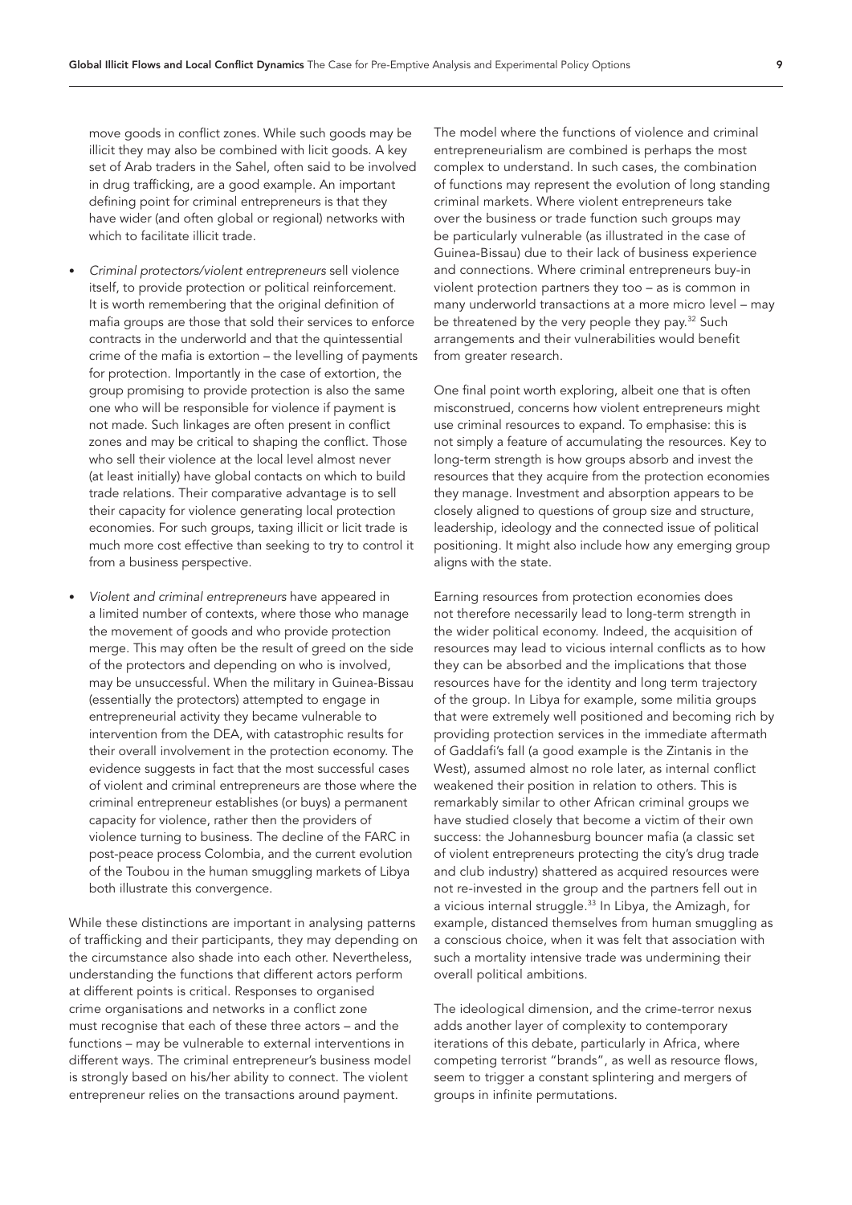move goods in conflict zones. While such goods may be illicit they may also be combined with licit goods. A key set of Arab traders in the Sahel, often said to be involved in drug trafficking, are a good example. An important defining point for criminal entrepreneurs is that they have wider (and often global or regional) networks with which to facilitate illicit trade.

- *Criminal protectors/violent entrepreneurs* sell violence itself, to provide protection or political reinforcement. It is worth remembering that the original definition of mafia groups are those that sold their services to enforce contracts in the underworld and that the quintessential crime of the mafia is extortion – the levelling of payments for protection. Importantly in the case of extortion, the group promising to provide protection is also the same one who will be responsible for violence if payment is not made. Such linkages are often present in conflict zones and may be critical to shaping the conflict. Those who sell their violence at the local level almost never (at least initially) have global contacts on which to build trade relations. Their comparative advantage is to sell their capacity for violence generating local protection economies. For such groups, taxing illicit or licit trade is much more cost effective than seeking to try to control it from a business perspective.
- *Violent and criminal entrepreneurs* have appeared in a limited number of contexts, where those who manage the movement of goods and who provide protection merge. This may often be the result of greed on the side of the protectors and depending on who is involved, may be unsuccessful. When the military in Guinea-Bissau (essentially the protectors) attempted to engage in entrepreneurial activity they became vulnerable to intervention from the DEA, with catastrophic results for their overall involvement in the protection economy. The evidence suggests in fact that the most successful cases of violent and criminal entrepreneurs are those where the criminal entrepreneur establishes (or buys) a permanent capacity for violence, rather then the providers of violence turning to business. The decline of the FARC in post-peace process Colombia, and the current evolution of the Toubou in the human smuggling markets of Libya both illustrate this convergence.

While these distinctions are important in analysing patterns of trafficking and their participants, they may depending on the circumstance also shade into each other. Nevertheless, understanding the functions that different actors perform at different points is critical. Responses to organised crime organisations and networks in a conflict zone must recognise that each of these three actors – and the functions – may be vulnerable to external interventions in different ways. The criminal entrepreneur's business model is strongly based on his/her ability to connect. The violent entrepreneur relies on the transactions around payment.

The model where the functions of violence and criminal entrepreneurialism are combined is perhaps the most complex to understand. In such cases, the combination of functions may represent the evolution of long standing criminal markets. Where violent entrepreneurs take over the business or trade function such groups may be particularly vulnerable (as illustrated in the case of Guinea-Bissau) due to their lack of business experience and connections. Where criminal entrepreneurs buy-in violent protection partners they too – as is common in many underworld transactions at a more micro level – may be threatened by the very people they pay.[32] Such arrangements and their vulnerabilities would benefit from greater research.

One final point worth exploring, albeit one that is often misconstrued, concerns how violent entrepreneurs might use criminal resources to expand. To emphasise: this is not simply a feature of accumulating the resources. Key to long-term strength is how groups absorb and invest the resources that they acquire from the protection economies they manage. Investment and absorption appears to be closely aligned to questions of group size and structure, leadership, ideology and the connected issue of political positioning. It might also include how any emerging group aligns with the state.

Earning resources from protection economies does not therefore necessarily lead to long-term strength in the wider political economy. Indeed, the acquisition of resources may lead to vicious internal conflicts as to how they can be absorbed and the implications that those resources have for the identity and long term trajectory of the group. In Libya for example, some militia groups that were extremely well positioned and becoming rich by providing protection services in the immediate aftermath of Gaddafi's fall (a good example is the Zintanis in the West), assumed almost no role later, as internal conflict weakened their position in relation to others. This is remarkably similar to other African criminal groups we have studied closely that become a victim of their own success: the Johannesburg bouncer mafia (a classic set of violent entrepreneurs protecting the city's drug trade and club industry) shattered as acquired resources were not re-invested in the group and the partners fell out in a vicious internal struggle.[33] In Libya, the Amizagh, for example, distanced themselves from human smuggling as a conscious choice, when it was felt that association with such a mortality intensive trade was undermining their overall political ambitions.

The ideological dimension, and the crime-terror nexus adds another layer of complexity to contemporary iterations of this debate, particularly in Africa, where competing terrorist "brands", as well as resource flows, seem to trigger a constant splintering and mergers of groups in infinite permutations.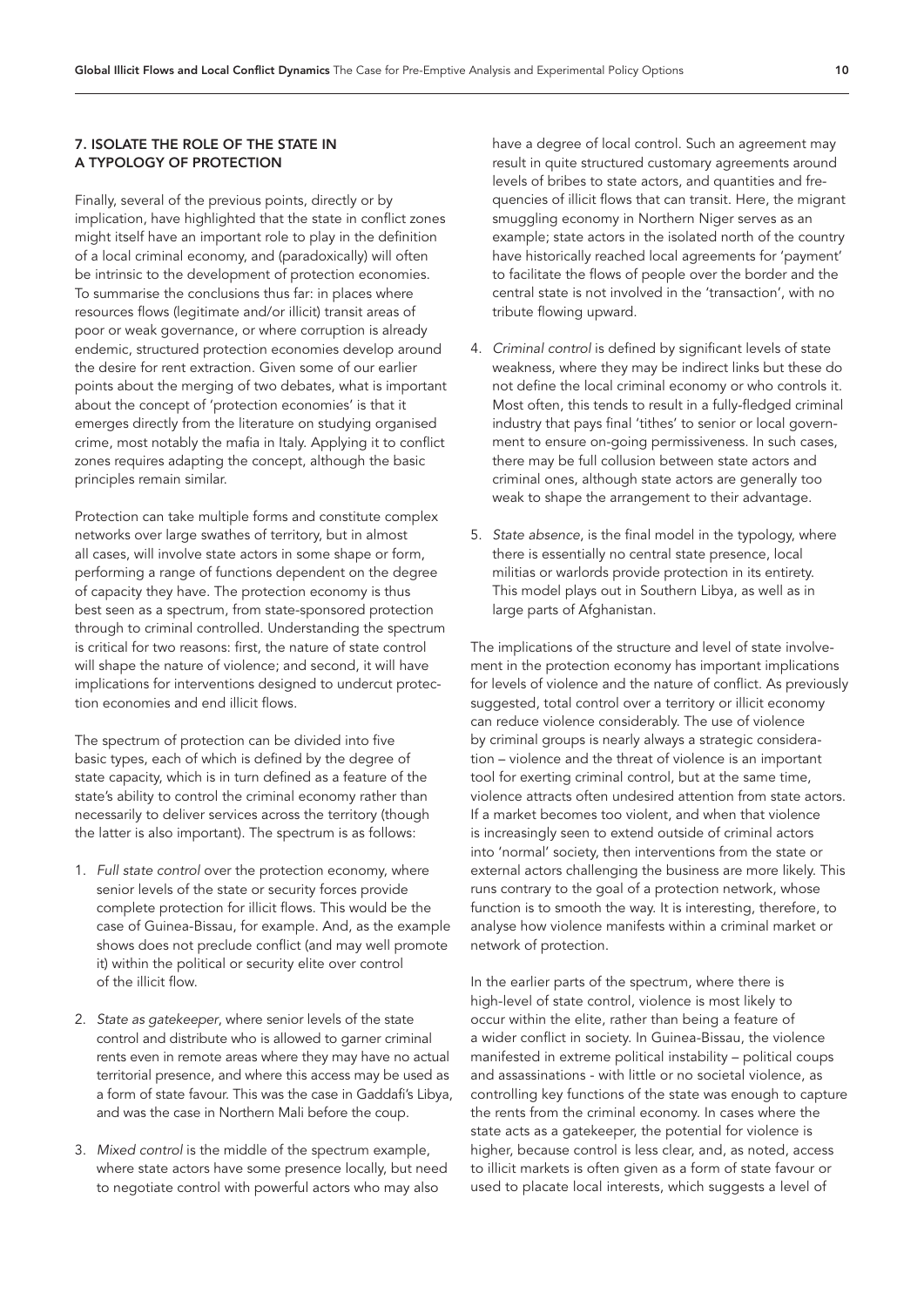## 7. ISOLATE THE ROLE OF THE STATE IN A TYPOLOGY OF PROTECTION

Finally, several of the previous points, directly or by implication, have highlighted that the state in conflict zones might itself have an important role to play in the definition of a local criminal economy, and (paradoxically) will often be intrinsic to the development of protection economies. To summarise the conclusions thus far: in places where resources flows (legitimate and/or illicit) transit areas of poor or weak governance, or where corruption is already endemic, structured protection economies develop around the desire for rent extraction. Given some of our earlier points about the merging of two debates, what is important about the concept of 'protection economies' is that it emerges directly from the literature on studying organised crime, most notably the mafia in Italy. Applying it to conflict zones requires adapting the concept, although the basic principles remain similar.

Protection can take multiple forms and constitute complex networks over large swathes of territory, but in almost all cases, will involve state actors in some shape or form, performing a range of functions dependent on the degree of capacity they have. The protection economy is thus best seen as a spectrum, from state-sponsored protection through to criminal controlled. Understanding the spectrum is critical for two reasons: first, the nature of state control will shape the nature of violence; and second, it will have implications for interventions designed to undercut protection economies and end illicit flows.

The spectrum of protection can be divided into five basic types, each of which is defined by the degree of state capacity, which is in turn defined as a feature of the state's ability to control the criminal economy rather than necessarily to deliver services across the territory (though the latter is also important). The spectrum is as follows:

1. *Full state control* over the protection economy, where senior levels of the state or security forces provide complete protection for illicit flows. This would be the case of Guinea-Bissau, for example. And, as the example shows does not preclude conflict (and may well promote it) within the political or security elite over control of the illicit flow.
2. *State as gatekeeper*, where senior levels of the state control and distribute who is allowed to garner criminal rents even in remote areas where they may have no actual territorial presence, and where this access may be used as a form of state favour. This was the case in Gaddafi's Libya, and was the case in Northern Mali before the coup.
3. *Mixed control* is the middle of the spectrum example, where state actors have some presence locally, but need to negotiate control with powerful actors who may also have a degree of local control. Such an agreement may result in quite structured customary agreements around levels of bribes to state actors, and quantities and frequencies of illicit flows that can transit. Here, the migrant smuggling economy in Northern Niger serves as an example; state actors in the isolated north of the country have historically reached local agreements for 'payment' to facilitate the flows of people over the border and the central state is not involved in the 'transaction', with no tribute flowing upward.
4. *Criminal control* is defined by significant levels of state weakness, where they may be indirect links but these do not define the local criminal economy or who controls it. Most often, this tends to result in a fully-fledged criminal industry that pays final 'tithes' to senior or local government to ensure on-going permissiveness. In such cases, there may be full collusion between state actors and criminal ones, although state actors are generally too weak to shape the arrangement to their advantage.
5. *State absence*, is the final model in the typology, where there is essentially no central state presence, local militias or warlords provide protection in its entirety. This model plays out in Southern Libya, as well as in large parts of Afghanistan.

The implications of the structure and level of state involvement in the protection economy has important implications for levels of violence and the nature of conflict. As previously suggested, total control over a territory or illicit economy can reduce violence considerably. The use of violence by criminal groups is nearly always a strategic consideration – violence and the threat of violence is an important tool for exerting criminal control, but at the same time, violence attracts often undesired attention from state actors. If a market becomes too violent, and when that violence is increasingly seen to extend outside of criminal actors into 'normal' society, then interventions from the state or external actors challenging the business are more likely. This runs contrary to the goal of a protection network, whose function is to smooth the way. It is interesting, therefore, to analyse how violence manifests within a criminal market or network of protection.

In the earlier parts of the spectrum, where there is high-level of state control, violence is most likely to occur within the elite, rather than being a feature of a wider conflict in society. In Guinea-Bissau, the violence manifested in extreme political instability – political coups and assassinations - with little or no societal violence, as controlling key functions of the state was enough to capture the rents from the criminal economy. In cases where the state acts as a gatekeeper, the potential for violence is higher, because control is less clear, and, as noted, access to illicit markets is often given as a form of state favour or used to placate local interests, which suggests a level of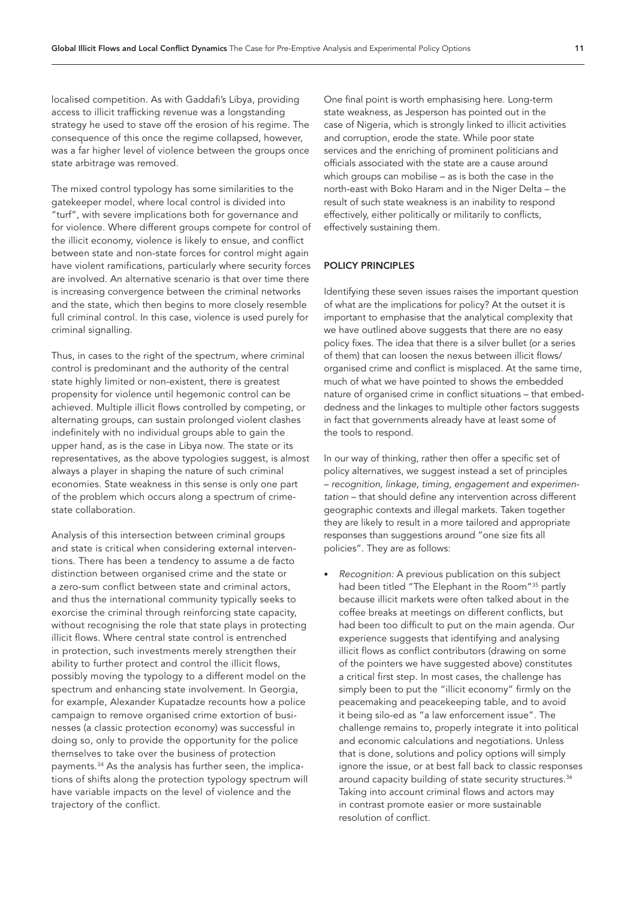localised competition. As with Gaddafi's Libya, providing access to illicit trafficking revenue was a longstanding strategy he used to stave off the erosion of his regime. The consequence of this once the regime collapsed, however, was a far higher level of violence between the groups once state arbitrage was removed.

The mixed control typology has some similarities to the gatekeeper model, where local control is divided into "turf", with severe implications both for governance and for violence. Where different groups compete for control of the illicit economy, violence is likely to ensue, and conflict between state and non-state forces for control might again have violent ramifications, particularly where security forces are involved. An alternative scenario is that over time there is increasing convergence between the criminal networks and the state, which then begins to more closely resemble full criminal control. In this case, violence is used purely for criminal signalling.

Thus, in cases to the right of the spectrum, where criminal control is predominant and the authority of the central state highly limited or non-existent, there is greatest propensity for violence until hegemonic control can be achieved. Multiple illicit flows controlled by competing, or alternating groups, can sustain prolonged violent clashes indefinitely with no individual groups able to gain the upper hand, as is the case in Libya now. The state or its representatives, as the above typologies suggest, is almost always a player in shaping the nature of such criminal economies. State weakness in this sense is only one part of the problem which occurs along a spectrum of crime-state collaboration.

Analysis of this intersection between criminal groups and state is critical when considering external interventions. There has been a tendency to assume a de facto distinction between organised crime and the state or a zero-sum conflict between state and criminal actors, and thus the international community typically seeks to exorcise the criminal through reinforcing state capacity, without recognising the role that state plays in protecting illicit flows. Where central state control is entrenched in protection, such investments merely strengthen their ability to further protect and control the illicit flows, possibly moving the typology to a different model on the spectrum and enhancing state involvement. In Georgia, for example, Alexander Kupatadze recounts how a police campaign to remove organised crime extortion of businesses (a classic protection economy) was successful in doing so, only to provide the opportunity for the police themselves to take over the business of protection payments.[34] As the analysis has further seen, the implications of shifts along the protection typology spectrum will have variable impacts on the level of violence and the trajectory of the conflict.

One final point is worth emphasising here. Long-term state weakness, as Jesperson has pointed out in the case of Nigeria, which is strongly linked to illicit activities and corruption, erode the state. While poor state services and the enriching of prominent politicians and officials associated with the state are a cause around which groups can mobilise – as is both the case in the north-east with Boko Haram and in the Niger Delta – the result of such state weakness is an inability to respond effectively, either politically or militarily to conflicts, effectively sustaining them.

## POLICY PRINCIPLES

Identifying these seven issues raises the important question of what are the implications for policy? At the outset it is important to emphasise that the analytical complexity that we have outlined above suggests that there are no easy policy fixes. The idea that there is a silver bullet (or a series of them) that can loosen the nexus between illicit flows/organised crime and conflict is misplaced. At the same time, much of what we have pointed to shows the embedded nature of organised crime in conflict situations – that embeddedness and the linkages to multiple other factors suggests in fact that governments already have at least some of the tools to respond.

In our way of thinking, rather then offer a specific set of policy alternatives, we suggest instead a set of principles – *recognition, linkage, timing, engagement and experimentation* – that should define any intervention across different geographic contexts and illegal markets. Taken together they are likely to result in a more tailored and appropriate responses than suggestions around "one size fits all policies". They are as follows:

- *Recognition:* A previous publication on this subject had been titled "The Elephant in the Room"[35] partly because illicit markets were often talked about in the coffee breaks at meetings on different conflicts, but had been too difficult to put on the main agenda. Our experience suggests that identifying and analysing illicit flows as conflict contributors (drawing on some of the pointers we have suggested above) constitutes a critical first step. In most cases, the challenge has simply been to put the "illicit economy" firmly on the peacemaking and peacekeeping table, and to avoid it being silo-ed as "a law enforcement issue". The challenge remains to, properly integrate it into political and economic calculations and negotiations. Unless that is done, solutions and policy options will simply ignore the issue, or at best fall back to classic responses around capacity building of state security structures.[36] Taking into account criminal flows and actors may in contrast promote easier or more sustainable resolution of conflict.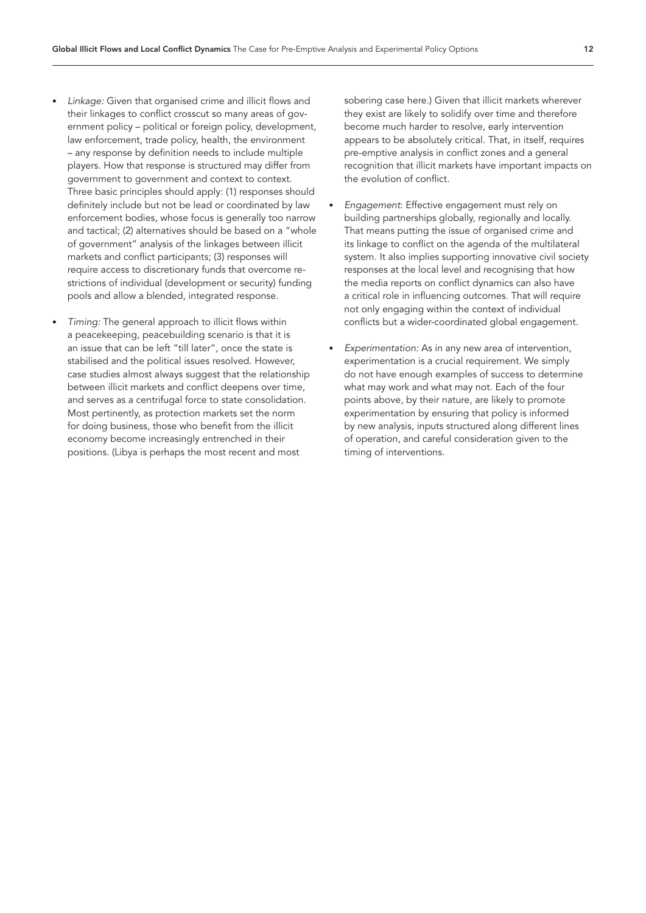- *Linkage:* Given that organised crime and illicit flows and their linkages to conflict crosscut so many areas of government policy – political or foreign policy, development, law enforcement, trade policy, health, the environment – any response by definition needs to include multiple players. How that response is structured may differ from government to government and context to context. Three basic principles should apply: (1) responses should definitely include but not be lead or coordinated by law enforcement bodies, whose focus is generally too narrow and tactical; (2) alternatives should be based on a "whole of government" analysis of the linkages between illicit markets and conflict participants; (3) responses will require access to discretionary funds that overcome restrictions of individual (development or security) funding pools and allow a blended, integrated response.

- *Timing:* The general approach to illicit flows within a peacekeeping, peacebuilding scenario is that it is an issue that can be left "till later", once the state is stabilised and the political issues resolved. However, case studies almost always suggest that the relationship between illicit markets and conflict deepens over time, and serves as a centrifugal force to state consolidation. Most pertinently, as protection markets set the norm for doing business, those who benefit from the illicit economy become increasingly entrenched in their positions. (Libya is perhaps the most recent and most sobering case here.) Given that illicit markets wherever they exist are likely to solidify over time and therefore become much harder to resolve, early intervention appears to be absolutely critical. That, in itself, requires pre-emptive analysis in conflict zones and a general recognition that illicit markets have important impacts on the evolution of conflict.

- *Engagement*: Effective engagement must rely on building partnerships globally, regionally and locally. That means putting the issue of organised crime and its linkage to conflict on the agenda of the multilateral system. It also implies supporting innovative civil society responses at the local level and recognising that how the media reports on conflict dynamics can also have a critical role in influencing outcomes. That will require not only engaging within the context of individual conflicts but a wider-coordinated global engagement.

- *Experimentation:* As in any new area of intervention, experimentation is a crucial requirement. We simply do not have enough examples of success to determine what may work and what may not. Each of the four points above, by their nature, are likely to promote experimentation by ensuring that policy is informed by new analysis, inputs structured along different lines of operation, and careful consideration given to the timing of interventions.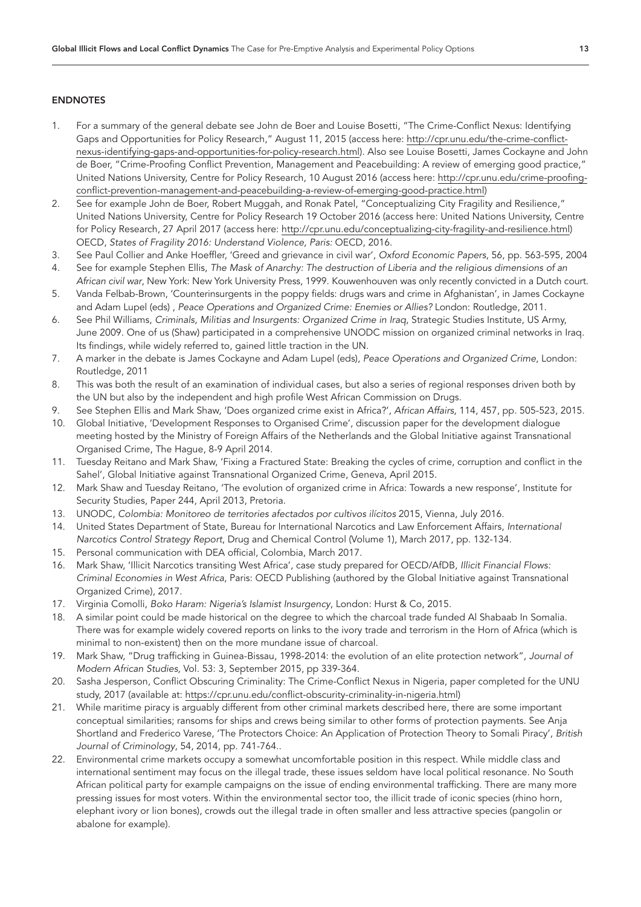## ENDNOTES

1. For a summary of the general debate see John de Boer and Louise Bosetti, "The Crime-Conflict Nexus: Identifying Gaps and Opportunities for Policy Research," August 11, 2015 (access here: http://cpr.unu.edu/the-crime-conflict-nexus-identifying-gaps-and-opportunities-for-policy-research.html). Also see Louise Bosetti, James Cockayne and John de Boer, "Crime-Proofing Conflict Prevention, Management and Peacebuilding: A review of emerging good practice," United Nations University, Centre for Policy Research, 10 August 2016 (access here: http://cpr.unu.edu/crime-proofing-conflict-prevention-management-and-peacebuilding-a-review-of-emerging-good-practice.html)
2. See for example John de Boer, Robert Muggah, and Ronak Patel, "Conceptualizing City Fragility and Resilience," United Nations University, Centre for Policy Research 19 October 2016 (access here: United Nations University, Centre for Policy Research, 27 April 2017 (access here: http://cpr.unu.edu/conceptualizing-city-fragility-and-resilience.html) OECD, *States of Fragility 2016: Understand Violence, Paris:* OECD, 2016.
3. See Paul Collier and Anke Hoeffler, 'Greed and grievance in civil war', *Oxford Economic Papers*, 56, pp. 563-595, 2004
4. See for example Stephen Ellis, *The Mask of Anarchy: The destruction of Liberia and the religious dimensions of an African civil war*, New York: New York University Press, 1999. Kouwenhouven was only recently convicted in a Dutch court.
5. Vanda Felbab-Brown, 'Counterinsurgents in the poppy fields: drugs wars and crime in Afghanistan', in James Cockayne and Adam Lupel (eds) , *Peace Operations and Organized Crime: Enemies or Allies?* London: Routledge, 2011.
6. See Phil Williams, *Criminals, Militias and Insurgents: Organized Crime in Iraq*, Strategic Studies Institute, US Army, June 2009. One of us (Shaw) participated in a comprehensive UNODC mission on organized criminal networks in Iraq. Its findings, while widely referred to, gained little traction in the UN.
7. A marker in the debate is James Cockayne and Adam Lupel (eds), *Peace Operations and Organized Crime*, London: Routledge, 2011
8. This was both the result of an examination of individual cases, but also a series of regional responses driven both by the UN but also by the independent and high profile West African Commission on Drugs.
9. See Stephen Ellis and Mark Shaw, 'Does organized crime exist in Africa?', *African Affairs*, 114, 457, pp. 505-523, 2015.
10. Global Initiative, 'Development Responses to Organised Crime', discussion paper for the development dialogue meeting hosted by the Ministry of Foreign Affairs of the Netherlands and the Global Initiative against Transnational Organised Crime, The Hague, 8-9 April 2014.
11. Tuesday Reitano and Mark Shaw, 'Fixing a Fractured State: Breaking the cycles of crime, corruption and conflict in the Sahel', Global Initiative against Transnational Organized Crime, Geneva, April 2015.
12. Mark Shaw and Tuesday Reitano, 'The evolution of organized crime in Africa: Towards a new response', Institute for Security Studies, Paper 244, April 2013, Pretoria.
13. UNODC, *Colombia: Monitoreo de territories afectados por cultivos ilícitos* 2015, Vienna, July 2016.
14. United States Department of State, Bureau for International Narcotics and Law Enforcement Affairs, *International Narcotics Control Strategy Report*, Drug and Chemical Control (Volume 1), March 2017, pp. 132-134.
15. Personal communication with DEA official, Colombia, March 2017.
16. Mark Shaw, 'Illicit Narcotics transiting West Africa', case study prepared for OECD/AfDB, *Illicit Financial Flows: Criminal Economies in West Africa*, Paris: OECD Publishing (authored by the Global Initiative against Transnational Organized Crime), 2017.
17. Virginia Comolli, *Boko Haram: Nigeria's Islamist Insurgency*, London: Hurst & Co, 2015.
18. A similar point could be made historical on the degree to which the charcoal trade funded Al Shabaab In Somalia. There was for example widely covered reports on links to the ivory trade and terrorism in the Horn of Africa (which is minimal to non-existent) then on the more mundane issue of charcoal.
19. Mark Shaw, "Drug trafficking in Guinea-Bissau, 1998-2014: the evolution of an elite protection network", *Journal of Modern African Studies,* Vol. 53: 3, September 2015, pp 339-364.
20. Sasha Jesperson, Conflict Obscuring Criminality: The Crime-Conflict Nexus in Nigeria, paper completed for the UNU study, 2017 (available at: https://cpr.unu.edu/conflict-obscurity-criminality-in-nigeria.html)
21. While maritime piracy is arguably different from other criminal markets described here, there are some important conceptual similarities; ransoms for ships and crews being similar to other forms of protection payments. See Anja Shortland and Frederico Varese, 'The Protectors Choice: An Application of Protection Theory to Somali Piracy', *British Journal of Criminology*, 54, 2014, pp. 741-764..
22. Environmental crime markets occupy a somewhat uncomfortable position in this respect. While middle class and international sentiment may focus on the illegal trade, these issues seldom have local political resonance. No South African political party for example campaigns on the issue of ending environmental trafficking. There are many more pressing issues for most voters. Within the environmental sector too, the illicit trade of iconic species (rhino horn, elephant ivory or lion bones), crowds out the illegal trade in often smaller and less attractive species (pangolin or abalone for example).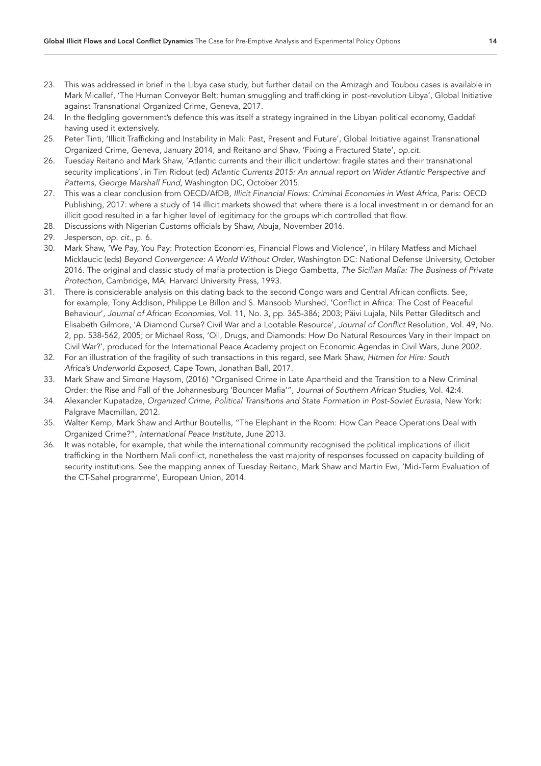23. This was addressed in brief in the Libya case study, but further detail on the Amizagh and Toubou cases is available in Mark Micallef, 'The Human Conveyor Belt: human smuggling and trafficking in post-revolution Libya', Global Initiative against Transnational Organized Crime, Geneva, 2017.
24. In the fledgling government's defence this was itself a strategy ingrained in the Libyan political economy, Gaddafi having used it extensively.
25. Peter Tinti, 'Illicit Trafficking and Instability in Mali: Past, Present and Future', Global Initiative against Transnational Organized Crime, Geneva, January 2014, and Reitano and Shaw, 'Fixing a Fractured State', *op.cit.*
26. Tuesday Reitano and Mark Shaw, 'Atlantic currents and their illicit undertow: fragile states and their transnational security implications', in Tim Ridout (ed) *Atlantic Currents 2015: An annual report on Wider Atlantic Perspective and Patterns, George Marshall Fund*, Washington DC, October 2015.
27. This was a clear conclusion from OECD/AfDB, *Illicit Financial Flows: Criminal Economies in West Africa*, Paris: OECD Publishing, 2017: where a study of 14 illicit markets showed that where there is a local investment in or demand for an illicit good resulted in a far higher level of legitimacy for the groups which controlled that flow.
28. Discussions with Nigerian Customs officials by Shaw, Abuja, November 2016.
29. Jesperson, *op. cit.*, p. 6.
30. Mark Shaw, 'We Pay, You Pay: Protection Economies, Financial Flows and Violence', in Hilary Matfess and Michael Micklaucic (eds) *Beyond Convergence: A World Without Order*, Washington DC: National Defense University, October 2016. The original and classic study of mafia protection is Diego Gambetta, *The Sicilian Mafia: The Business of Private Protection*, Cambridge, MA: Harvard University Press, 1993.
31. There is considerable analysis on this dating back to the second Congo wars and Central African conflicts. See, for example, Tony Addison, Philippe Le Billon and S. Mansoob Murshed, 'Conflict in Africa: The Cost of Peaceful Behaviour', *Journal of African Economies*, Vol. 11, No. 3, pp. 365-386; 2003; Päivi Lujala, Nils Petter Gleditsch and Elisabeth Gilmore, 'A Diamond Curse? Civil War and a Lootable Resource', *Journal of Conflict* Resolution, Vol. 49, No. 2, pp. 538-562, 2005; or Michael Ross, 'Oil, Drugs, and Diamonds: How Do Natural Resources Vary in their Impact on Civil War?', produced for the International Peace Academy project on Economic Agendas in Civil Wars, June 2002.
32. For an illustration of the fragility of such transactions in this regard, see Mark Shaw, *Hitmen for Hire: South Africa's Underworld Exposed*, Cape Town, Jonathan Ball, 2017.
33. Mark Shaw and Simone Haysom, (2016) "Organised Crime in Late Apartheid and the Transition to a New Criminal Order: the Rise and Fall of the Johannesburg 'Bouncer Mafia'", *Journal of Southern African Studies,* Vol. 42:4.
34. Alexander Kupatadze, *Organized Crime, Political Transitions and State Formation in Post-Soviet Eurasia*, New York: Palgrave Macmillan, 2012.
35. Walter Kemp, Mark Shaw and Arthur Boutellis, "The Elephant in the Room: How Can Peace Operations Deal with Organized Crime?", *International Peace Institute*, June 2013.
36. It was notable, for example, that while the international community recognised the political implications of illicit trafficking in the Northern Mali conflict, nonetheless the vast majority of responses focussed on capacity building of security institutions. See the mapping annex of Tuesday Reitano, Mark Shaw and Martin Ewi, 'Mid-Term Evaluation of the CT-Sahel programme', European Union, 2014.